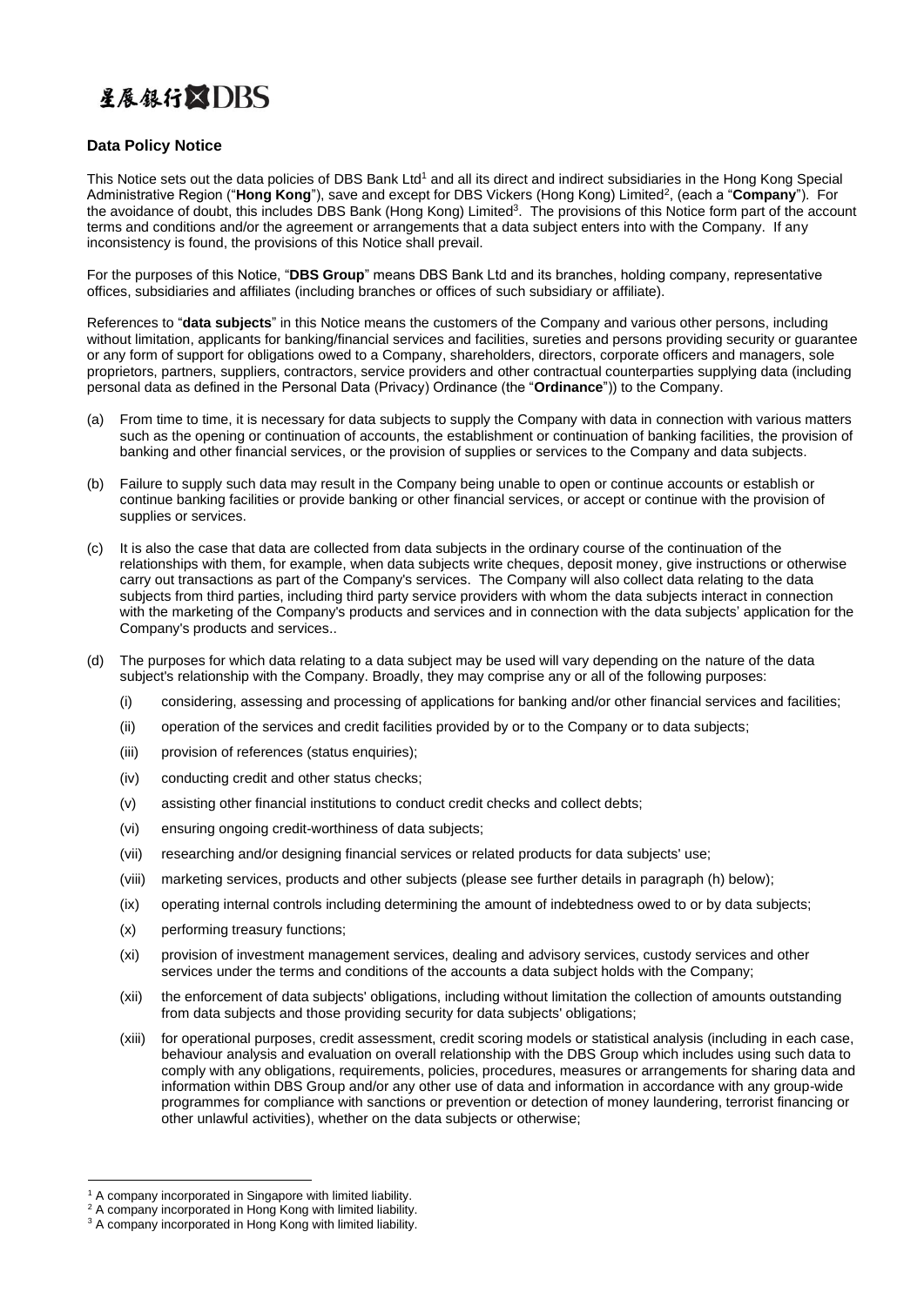星展銀行 DBS

## Data Policy Notice

This Notice sets out the data policies of DBS Bank Ltd[1] and all its direct and indirect subsidiaries in the Hong Kong Special Administrative Region ("**Hong Kong**"), save and except for DBS Vickers (Hong Kong) Limited[2], (each a "**Company**"). For the avoidance of doubt, this includes DBS Bank (Hong Kong) Limited[3]. The provisions of this Notice form part of the account terms and conditions and/or the agreement or arrangements that a data subject enters into with the Company. If any inconsistency is found, the provisions of this Notice shall prevail.

For the purposes of this Notice, "**DBS Group**" means DBS Bank Ltd and its branches, holding company, representative offices, subsidiaries and affiliates (including branches or offices of such subsidiary or affiliate).

References to "**data subjects**" in this Notice means the customers of the Company and various other persons, including without limitation, applicants for banking/financial services and facilities, sureties and persons providing security or guarantee or any form of support for obligations owed to a Company, shareholders, directors, corporate officers and managers, sole proprietors, partners, suppliers, contractors, service providers and other contractual counterparties supplying data (including personal data as defined in the Personal Data (Privacy) Ordinance (the "**Ordinance**")) to the Company.

(a) From time to time, it is necessary for data subjects to supply the Company with data in connection with various matters such as the opening or continuation of accounts, the establishment or continuation of banking facilities, the provision of banking and other financial services, or the provision of supplies or services to the Company and data subjects.

(b) Failure to supply such data may result in the Company being unable to open or continue accounts or establish or continue banking facilities or provide banking or other financial services, or accept or continue with the provision of supplies or services.

(c) It is also the case that data are collected from data subjects in the ordinary course of the continuation of the relationships with them, for example, when data subjects write cheques, deposit money, give instructions or otherwise carry out transactions as part of the Company's services. The Company will also collect data relating to the data subjects from third parties, including third party service providers with whom the data subjects interact in connection with the marketing of the Company's products and services and in connection with the data subjects' application for the Company's products and services..

(d) The purposes for which data relating to a data subject may be used will vary depending on the nature of the data subject's relationship with the Company. Broadly, they may comprise any or all of the following purposes:

   (i) considering, assessing and processing of applications for banking and/or other financial services and facilities;

   (ii) operation of the services and credit facilities provided by or to the Company or to data subjects;

   (iii) provision of references (status enquiries);

   (iv) conducting credit and other status checks;

   (v) assisting other financial institutions to conduct credit checks and collect debts;

   (vi) ensuring ongoing credit-worthiness of data subjects;

   (vii) researching and/or designing financial services or related products for data subjects' use;

   (viii) marketing services, products and other subjects (please see further details in paragraph (h) below);

   (ix) operating internal controls including determining the amount of indebtedness owed to or by data subjects;

   (x) performing treasury functions;

   (xi) provision of investment management services, dealing and advisory services, custody services and other services under the terms and conditions of the accounts a data subject holds with the Company;

   (xii) the enforcement of data subjects' obligations, including without limitation the collection of amounts outstanding from data subjects and those providing security for data subjects' obligations;

   (xiii) for operational purposes, credit assessment, credit scoring models or statistical analysis (including in each case, behaviour analysis and evaluation on overall relationship with the DBS Group which includes using such data to comply with any obligations, requirements, policies, procedures, measures or arrangements for sharing data and information within DBS Group and/or any other use of data and information in accordance with any group-wide programmes for compliance with sanctions or prevention or detection of money laundering, terrorist financing or other unlawful activities), whether on the data subjects or otherwise;

---

[1] A company incorporated in Singapore with limited liability.
[2] A company incorporated in Hong Kong with limited liability.
[3] A company incorporated in Hong Kong with limited liability.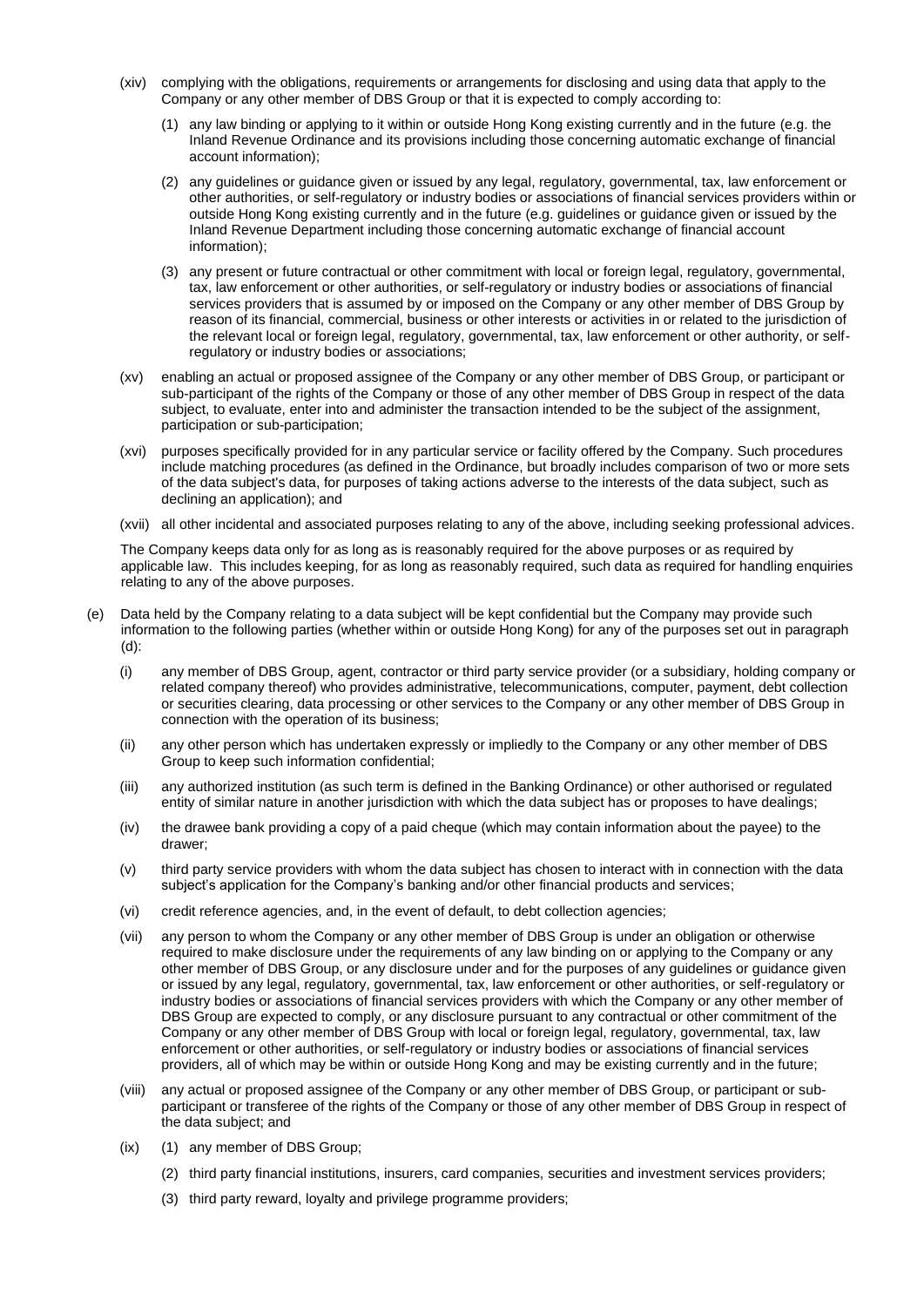(xiv) complying with the obligations, requirements or arrangements for disclosing and using data that apply to the Company or any other member of DBS Group or that it is expected to comply according to:

   (1) any law binding or applying to it within or outside Hong Kong existing currently and in the future (e.g. the Inland Revenue Ordinance and its provisions including those concerning automatic exchange of financial account information);

   (2) any guidelines or guidance given or issued by any legal, regulatory, governmental, tax, law enforcement or other authorities, or self-regulatory or industry bodies or associations of financial services providers within or outside Hong Kong existing currently and in the future (e.g. guidelines or guidance given or issued by the Inland Revenue Department including those concerning automatic exchange of financial account information);

   (3) any present or future contractual or other commitment with local or foreign legal, regulatory, governmental, tax, law enforcement or other authorities, or self-regulatory or industry bodies or associations of financial services providers that is assumed by or imposed on the Company or any other member of DBS Group by reason of its financial, commercial, business or other interests or activities in or related to the jurisdiction of the relevant local or foreign legal, regulatory, governmental, tax, law enforcement or other authority, or self-regulatory or industry bodies or associations;

(xv) enabling an actual or proposed assignee of the Company or any other member of DBS Group, or participant or sub-participant of the rights of the Company or those of any other member of DBS Group in respect of the data subject, to evaluate, enter into and administer the transaction intended to be the subject of the assignment, participation or sub-participation;

(xvi) purposes specifically provided for in any particular service or facility offered by the Company. Such procedures include matching procedures (as defined in the Ordinance, but broadly includes comparison of two or more sets of the data subject's data, for purposes of taking actions adverse to the interests of the data subject, such as declining an application); and

(xvii) all other incidental and associated purposes relating to any of the above, including seeking professional advices.

The Company keeps data only for as long as is reasonably required for the above purposes or as required by applicable law. This includes keeping, for as long as reasonably required, such data as required for handling enquiries relating to any of the above purposes.

(e) Data held by the Company relating to a data subject will be kept confidential but the Company may provide such information to the following parties (whether within or outside Hong Kong) for any of the purposes set out in paragraph (d):

   (i) any member of DBS Group, agent, contractor or third party service provider (or a subsidiary, holding company or related company thereof) who provides administrative, telecommunications, computer, payment, debt collection or securities clearing, data processing or other services to the Company or any other member of DBS Group in connection with the operation of its business;

   (ii) any other person which has undertaken expressly or impliedly to the Company or any other member of DBS Group to keep such information confidential;

   (iii) any authorized institution (as such term is defined in the Banking Ordinance) or other authorised or regulated entity of similar nature in another jurisdiction with which the data subject has or proposes to have dealings;

   (iv) the drawee bank providing a copy of a paid cheque (which may contain information about the payee) to the drawer;

   (v) third party service providers with whom the data subject has chosen to interact with in connection with the data subject's application for the Company's banking and/or other financial products and services;

   (vi) credit reference agencies, and, in the event of default, to debt collection agencies;

   (vii) any person to whom the Company or any other member of DBS Group is under an obligation or otherwise required to make disclosure under the requirements of any law binding on or applying to the Company or any other member of DBS Group, or any disclosure under and for the purposes of any guidelines or guidance given or issued by any legal, regulatory, governmental, tax, law enforcement or other authorities, or self-regulatory or industry bodies or associations of financial services providers with which the Company or any other member of DBS Group are expected to comply, or any disclosure pursuant to any contractual or other commitment of the Company or any other member of DBS Group with local or foreign legal, regulatory, governmental, tax, law enforcement or other authorities, or self-regulatory or industry bodies or associations of financial services providers, all of which may be within or outside Hong Kong and may be existing currently and in the future;

   (viii) any actual or proposed assignee of the Company or any other member of DBS Group, or participant or sub-participant or transferee of the rights of the Company or those of any other member of DBS Group in respect of the data subject; and

   (ix) (1) any member of DBS Group;

      (2) third party financial institutions, insurers, card companies, securities and investment services providers;

      (3) third party reward, loyalty and privilege programme providers;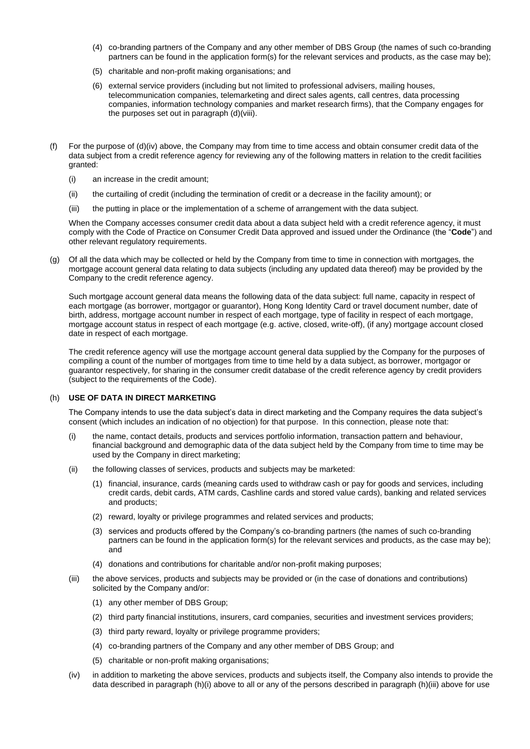(4) co-branding partners of the Company and any other member of DBS Group (the names of such co-branding partners can be found in the application form(s) for the relevant services and products, as the case may be);

(5) charitable and non-profit making organisations; and

(6) external service providers (including but not limited to professional advisers, mailing houses, telecommunication companies, telemarketing and direct sales agents, call centres, data processing companies, information technology companies and market research firms), that the Company engages for the purposes set out in paragraph (d)(viii).

(f) For the purpose of (d)(iv) above, the Company may from time to time access and obtain consumer credit data of the data subject from a credit reference agency for reviewing any of the following matters in relation to the credit facilities granted:

(i) an increase in the credit amount;

(ii) the curtailing of credit (including the termination of credit or a decrease in the facility amount); or

(iii) the putting in place or the implementation of a scheme of arrangement with the data subject.

When the Company accesses consumer credit data about a data subject held with a credit reference agency, it must comply with the Code of Practice on Consumer Credit Data approved and issued under the Ordinance (the "**Code**") and other relevant regulatory requirements.

(g) Of all the data which may be collected or held by the Company from time to time in connection with mortgages, the mortgage account general data relating to data subjects (including any updated data thereof) may be provided by the Company to the credit reference agency.

Such mortgage account general data means the following data of the data subject: full name, capacity in respect of each mortgage (as borrower, mortgagor or guarantor), Hong Kong Identity Card or travel document number, date of birth, address, mortgage account number in respect of each mortgage, type of facility in respect of each mortgage, mortgage account status in respect of each mortgage (e.g. active, closed, write-off), (if any) mortgage account closed date in respect of each mortgage.

The credit reference agency will use the mortgage account general data supplied by the Company for the purposes of compiling a count of the number of mortgages from time to time held by a data subject, as borrower, mortgagor or guarantor respectively, for sharing in the consumer credit database of the credit reference agency by credit providers (subject to the requirements of the Code).

(h) **USE OF DATA IN DIRECT MARKETING**

The Company intends to use the data subject's data in direct marketing and the Company requires the data subject's consent (which includes an indication of no objection) for that purpose. In this connection, please note that:

(i) the name, contact details, products and services portfolio information, transaction pattern and behaviour, financial background and demographic data of the data subject held by the Company from time to time may be used by the Company in direct marketing;

(ii) the following classes of services, products and subjects may be marketed:

(1) financial, insurance, cards (meaning cards used to withdraw cash or pay for goods and services, including credit cards, debit cards, ATM cards, Cashline cards and stored value cards), banking and related services and products;

(2) reward, loyalty or privilege programmes and related services and products;

(3) services and products offered by the Company's co-branding partners (the names of such co-branding partners can be found in the application form(s) for the relevant services and products, as the case may be); and

(4) donations and contributions for charitable and/or non-profit making purposes;

(iii) the above services, products and subjects may be provided or (in the case of donations and contributions) solicited by the Company and/or:

(1) any other member of DBS Group;

(2) third party financial institutions, insurers, card companies, securities and investment services providers;

(3) third party reward, loyalty or privilege programme providers;

(4) co-branding partners of the Company and any other member of DBS Group; and

(5) charitable or non-profit making organisations;

(iv) in addition to marketing the above services, products and subjects itself, the Company also intends to provide the data described in paragraph (h)(i) above to all or any of the persons described in paragraph (h)(iii) above for use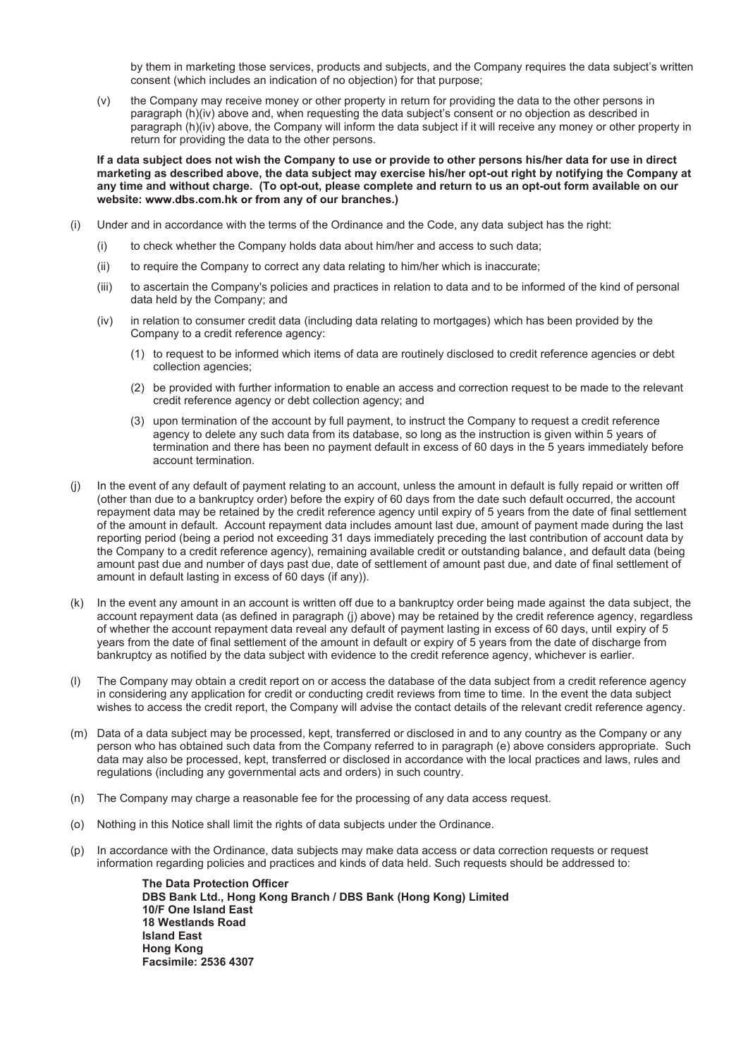by them in marketing those services, products and subjects, and the Company requires the data subject's written consent (which includes an indication of no objection) for that purpose;

(v) the Company may receive money or other property in return for providing the data to the other persons in paragraph (h)(iv) above and, when requesting the data subject's consent or no objection as described in paragraph (h)(iv) above, the Company will inform the data subject if it will receive any money or other property in return for providing the data to the other persons.

**If a data subject does not wish the Company to use or provide to other persons his/her data for use in direct marketing as described above, the data subject may exercise his/her opt-out right by notifying the Company at any time and without charge. (To opt-out, please complete and return to us an opt-out form available on our website: www.dbs.com.hk or from any of our branches.)**

(i) Under and in accordance with the terms of the Ordinance and the Code, any data subject has the right:

  (i) to check whether the Company holds data about him/her and access to such data;

  (ii) to require the Company to correct any data relating to him/her which is inaccurate;

  (iii) to ascertain the Company's policies and practices in relation to data and to be informed of the kind of personal data held by the Company; and

  (iv) in relation to consumer credit data (including data relating to mortgages) which has been provided by the Company to a credit reference agency:

    (1) to request to be informed which items of data are routinely disclosed to credit reference agencies or debt collection agencies;

    (2) be provided with further information to enable an access and correction request to be made to the relevant credit reference agency or debt collection agency; and

    (3) upon termination of the account by full payment, to instruct the Company to request a credit reference agency to delete any such data from its database, so long as the instruction is given within 5 years of termination and there has been no payment default in excess of 60 days in the 5 years immediately before account termination.

(j) In the event of any default of payment relating to an account, unless the amount in default is fully repaid or written off (other than due to a bankruptcy order) before the expiry of 60 days from the date such default occurred, the account repayment data may be retained by the credit reference agency until expiry of 5 years from the date of final settlement of the amount in default. Account repayment data includes amount last due, amount of payment made during the last reporting period (being a period not exceeding 31 days immediately preceding the last contribution of account data by the Company to a credit reference agency), remaining available credit or outstanding balance, and default data (being amount past due and number of days past due, date of settlement of amount past due, and date of final settlement of amount in default lasting in excess of 60 days (if any)).

(k) In the event any amount in an account is written off due to a bankruptcy order being made against the data subject, the account repayment data (as defined in paragraph (j) above) may be retained by the credit reference agency, regardless of whether the account repayment data reveal any default of payment lasting in excess of 60 days, until expiry of 5 years from the date of final settlement of the amount in default or expiry of 5 years from the date of discharge from bankruptcy as notified by the data subject with evidence to the credit reference agency, whichever is earlier.

(l) The Company may obtain a credit report on or access the database of the data subject from a credit reference agency in considering any application for credit or conducting credit reviews from time to time. In the event the data subject wishes to access the credit report, the Company will advise the contact details of the relevant credit reference agency.

(m) Data of a data subject may be processed, kept, transferred or disclosed in and to any country as the Company or any person who has obtained such data from the Company referred to in paragraph (e) above considers appropriate. Such data may also be processed, kept, transferred or disclosed in accordance with the local practices and laws, rules and regulations (including any governmental acts and orders) in such country.

(n) The Company may charge a reasonable fee for the processing of any data access request.

(o) Nothing in this Notice shall limit the rights of data subjects under the Ordinance.

(p) In accordance with the Ordinance, data subjects may make data access or data correction requests or request information regarding policies and practices and kinds of data held. Such requests should be addressed to:

**The Data Protection Officer**
**DBS Bank Ltd., Hong Kong Branch / DBS Bank (Hong Kong) Limited**
**10/F One Island East**
**18 Westlands Road**
**Island East**
**Hong Kong**
**Facsimile: 2536 4307**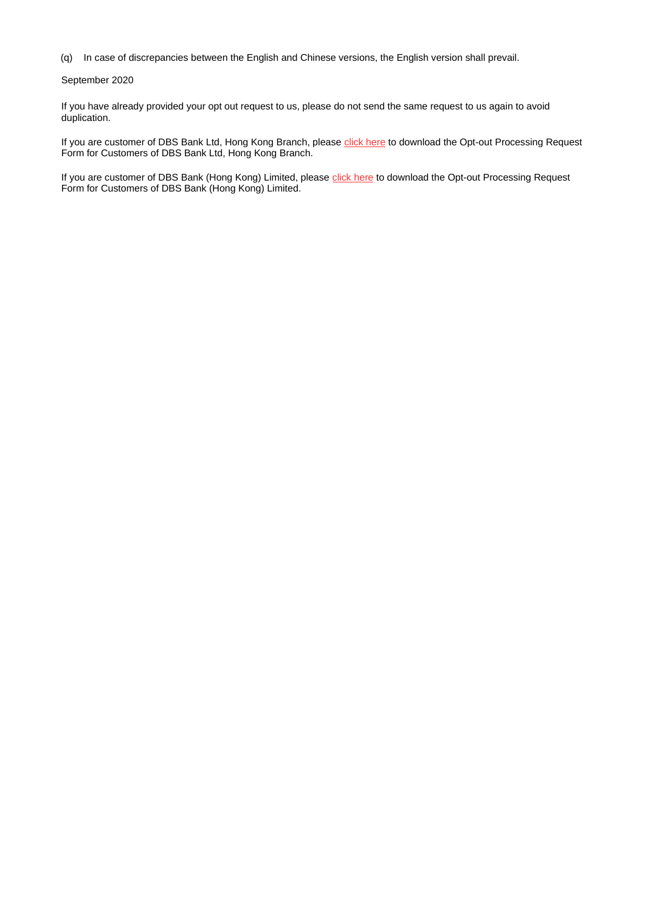(q) In case of discrepancies between the English and Chinese versions, the English version shall prevail.

September 2020

If you have already provided your opt out request to us, please do not send the same request to us again to avoid duplication.

If you are customer of DBS Bank Ltd, Hong Kong Branch, please click here to download the Opt-out Processing Request Form for Customers of DBS Bank Ltd, Hong Kong Branch.

If you are customer of DBS Bank (Hong Kong) Limited, please click here to download the Opt-out Processing Request Form for Customers of DBS Bank (Hong Kong) Limited.